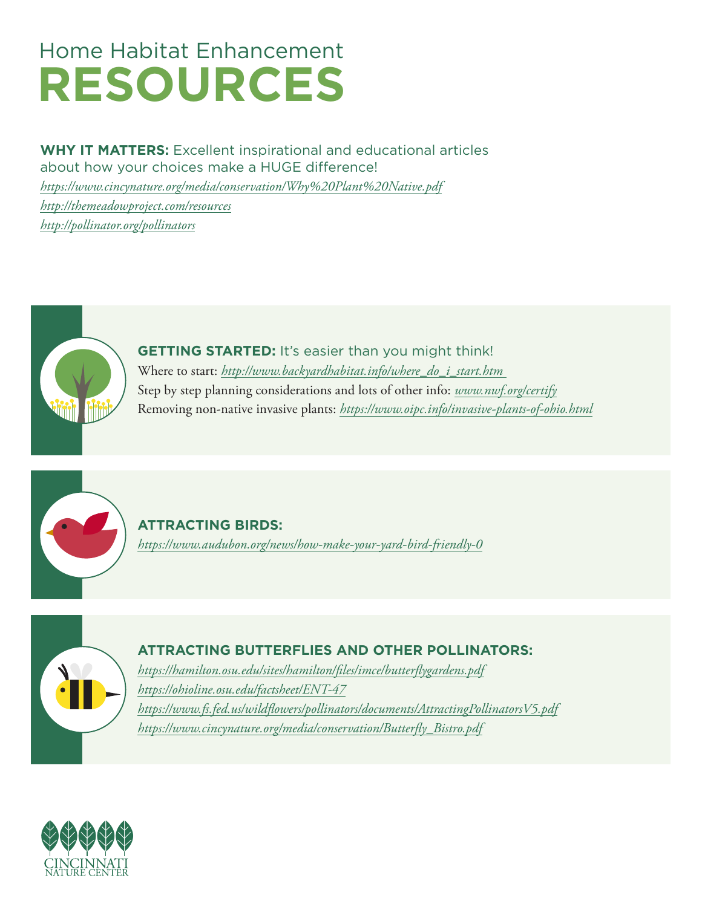# Home Habitat Enhancement
# RESOURCES

**WHY IT MATTERS:** Excellent inspirational and educational articles about how your choices make a HUGE difference!

*https://www.cincynature.org/media/conservation/Why%20Plant%20Native.pdf*
*http://themeadowproject.com/resources*
*http://pollinator.org/pollinators*

## GETTING STARTED: It's easier than you might think!

Where to start: *http://www.backyardhabitat.info/where_do_i_start.htm*
Step by step planning considerations and lots of other info: *www.nwf.org/certify*
Removing non-native invasive plants: *https://www.oipc.info/invasive-plants-of-ohio.html*

## ATTRACTING BIRDS:

*https://www.audubon.org/news/how-make-your-yard-bird-friendly-0*

## ATTRACTING BUTTERFLIES AND OTHER POLLINATORS:

*https://hamilton.osu.edu/sites/hamilton/files/imce/butterflygardens.pdf*
*https://ohioline.osu.edu/factsheet/ENT-47*
*https://www.fs.fed.us/wildflowers/pollinators/documents/AttractingPollinatorsV5.pdf*
*https://www.cincynature.org/media/conservation/Butterfly_Bistro.pdf*

CINCINNATI NATURE CENTER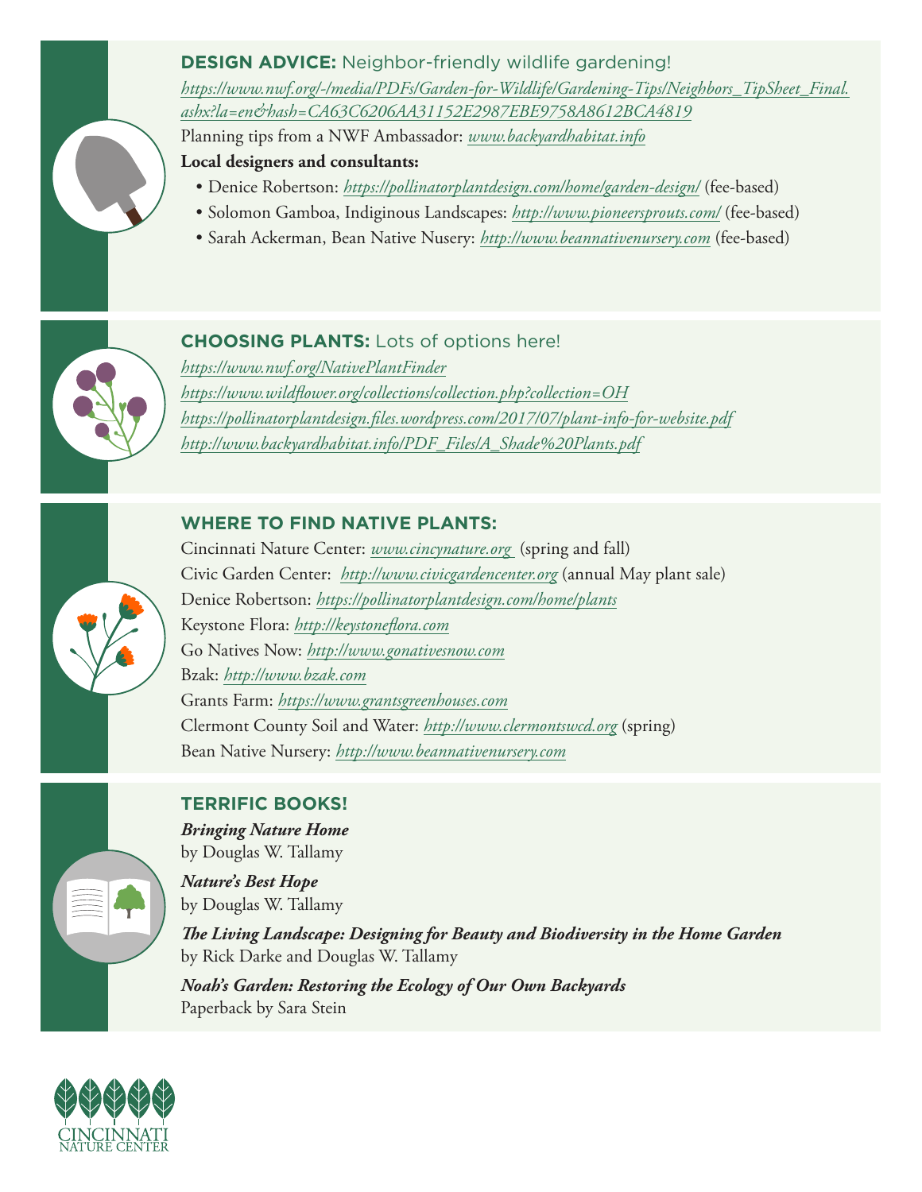## **DESIGN ADVICE:** Neighbor-friendly wildlife gardening!

*https://www.nwf.org/-/media/PDFs/Garden-for-Wildlife/Gardening-Tips/Neighbors_TipSheet_Final.ashx?la=en&hash=CA63C6206AA31152E2987EBE9758A8612BCA4819*

Planning tips from a NWF Ambassador: *www.backyardhabitat.info*

**Local designers and consultants:**

- Denice Robertson: *https://pollinatorplantdesign.com/home/garden-design/* (fee-based)
- Solomon Gamboa, Indiginous Landscapes: *http://www.pioneersprouts.com/* (fee-based)
- Sarah Ackerman, Bean Native Nusery: *http://www.beannativenursery.com* (fee-based)

## **CHOOSING PLANTS:** Lots of options here!

*https://www.nwf.org/NativePlantFinder*
*https://www.wildflower.org/collections/collection.php?collection=OH*
*https://pollinatorplantdesign.files.wordpress.com/2017/07/plant-info-for-website.pdf*
*http://www.backyardhabitat.info/PDF_Files/A_Shade%20Plants.pdf*

## **WHERE TO FIND NATIVE PLANTS:**

Cincinnati Nature Center: *www.cincynature.org* (spring and fall)
Civic Garden Center: *http://www.civicgardencenter.org* (annual May plant sale)
Denice Robertson: *https://pollinatorplantdesign.com/home/plants*
Keystone Flora: *http://keystoneflora.com*
Go Natives Now: *http://www.gonativesnow.com*
Bzak: *http://www.bzak.com*
Grants Farm: *https://www.grantsgreenhouses.com*
Clermont County Soil and Water: *http://www.clermontswcd.org* (spring)
Bean Native Nursery: *http://www.beannativenursery.com*

## **TERRIFIC BOOKS!**

***Bringing Nature Home***
by Douglas W. Tallamy

***Nature's Best Hope***
by Douglas W. Tallamy

***The Living Landscape: Designing for Beauty and Biodiversity in the Home Garden***
by Rick Darke and Douglas W. Tallamy

***Noah's Garden: Restoring the Ecology of Our Own Backyards***
Paperback by Sara Stein

CINCINNATI NATURE CENTER